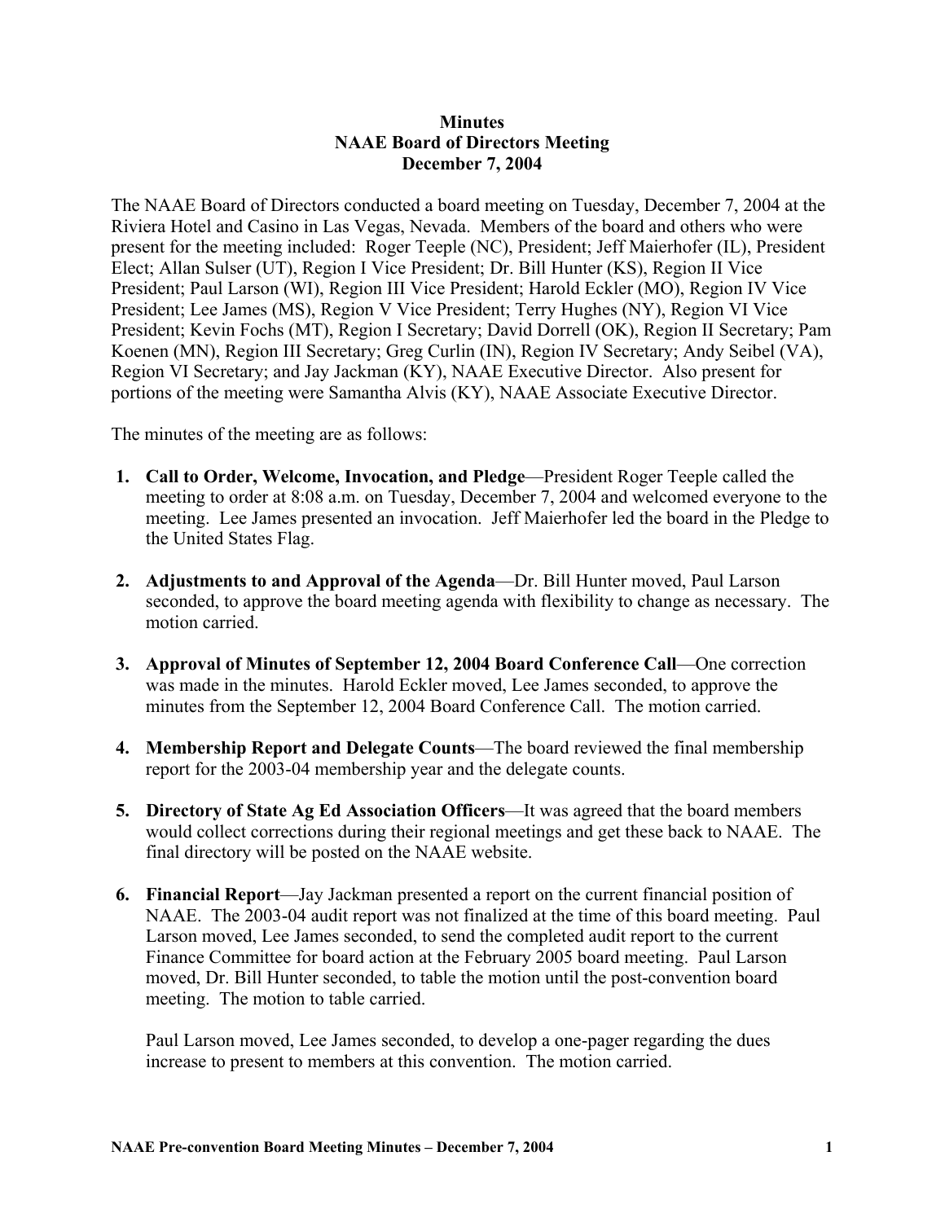**Minutes**
**NAAE Board of Directors Meeting**
**December 7, 2004**

The NAAE Board of Directors conducted a board meeting on Tuesday, December 7, 2004 at the Riviera Hotel and Casino in Las Vegas, Nevada. Members of the board and others who were present for the meeting included: Roger Teeple (NC), President; Jeff Maierhofer (IL), President Elect; Allan Sulser (UT), Region I Vice President; Dr. Bill Hunter (KS), Region II Vice President; Paul Larson (WI), Region III Vice President; Harold Eckler (MO), Region IV Vice President; Lee James (MS), Region V Vice President; Terry Hughes (NY), Region VI Vice President; Kevin Fochs (MT), Region I Secretary; David Dorrell (OK), Region II Secretary; Pam Koenen (MN), Region III Secretary; Greg Curlin (IN), Region IV Secretary; Andy Seibel (VA), Region VI Secretary; and Jay Jackman (KY), NAAE Executive Director. Also present for portions of the meeting were Samantha Alvis (KY), NAAE Associate Executive Director.

The minutes of the meeting are as follows:

1. **Call to Order, Welcome, Invocation, and Pledge**—President Roger Teeple called the meeting to order at 8:08 a.m. on Tuesday, December 7, 2004 and welcomed everyone to the meeting. Lee James presented an invocation. Jeff Maierhofer led the board in the Pledge to the United States Flag.

2. **Adjustments to and Approval of the Agenda**—Dr. Bill Hunter moved, Paul Larson seconded, to approve the board meeting agenda with flexibility to change as necessary. The motion carried.

3. **Approval of Minutes of September 12, 2004 Board Conference Call**—One correction was made in the minutes. Harold Eckler moved, Lee James seconded, to approve the minutes from the September 12, 2004 Board Conference Call. The motion carried.

4. **Membership Report and Delegate Counts**—The board reviewed the final membership report for the 2003-04 membership year and the delegate counts.

5. **Directory of State Ag Ed Association Officers**—It was agreed that the board members would collect corrections during their regional meetings and get these back to NAAE. The final directory will be posted on the NAAE website.

6. **Financial Report**—Jay Jackman presented a report on the current financial position of NAAE. The 2003-04 audit report was not finalized at the time of this board meeting. Paul Larson moved, Lee James seconded, to send the completed audit report to the current Finance Committee for board action at the February 2005 board meeting. Paul Larson moved, Dr. Bill Hunter seconded, to table the motion until the post-convention board meeting. The motion to table carried.

   Paul Larson moved, Lee James seconded, to develop a one-pager regarding the dues increase to present to members at this convention. The motion carried.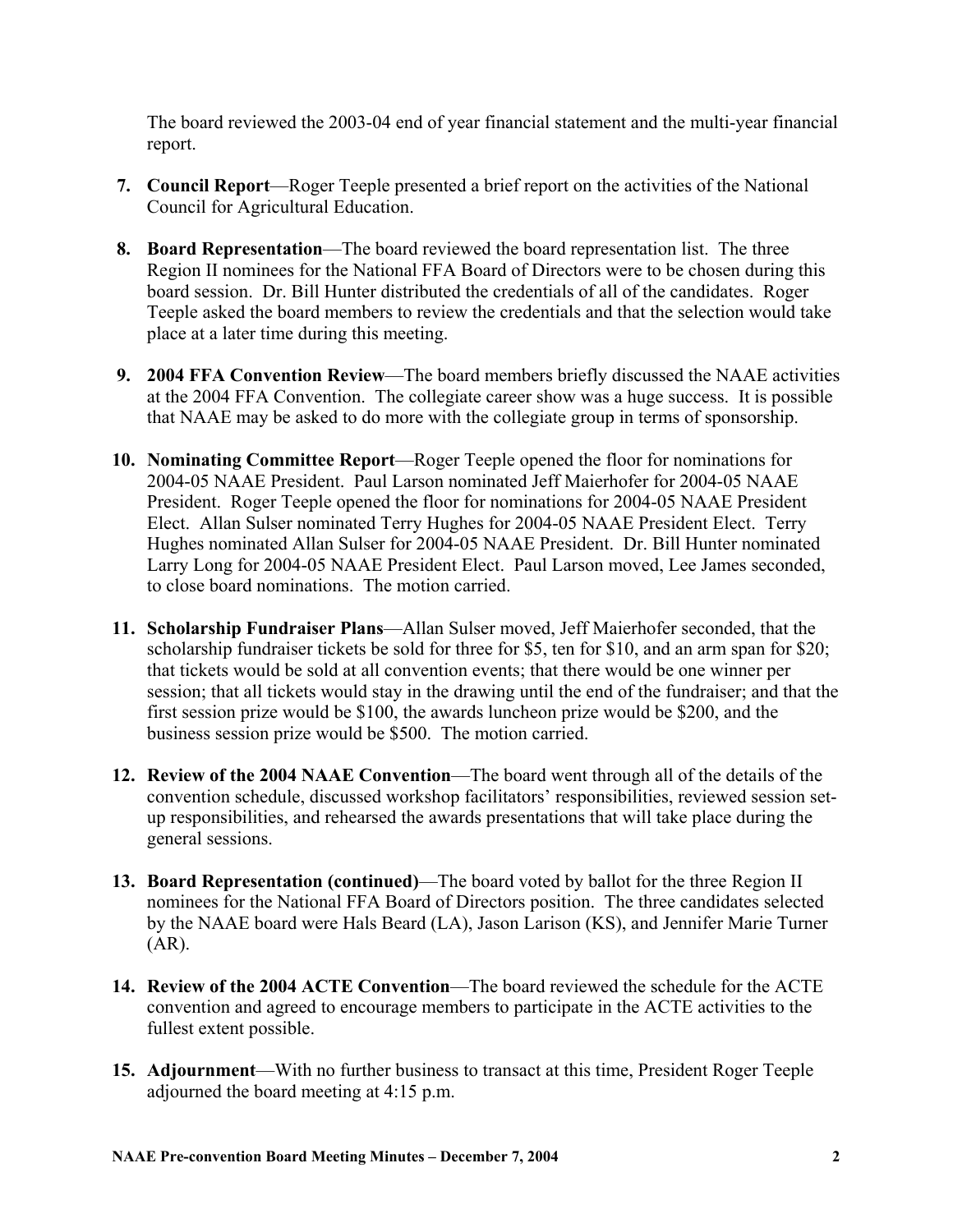The board reviewed the 2003-04 end of year financial statement and the multi-year financial report.

7. **Council Report**—Roger Teeple presented a brief report on the activities of the National Council for Agricultural Education.

8. **Board Representation**—The board reviewed the board representation list. The three Region II nominees for the National FFA Board of Directors were to be chosen during this board session. Dr. Bill Hunter distributed the credentials of all of the candidates. Roger Teeple asked the board members to review the credentials and that the selection would take place at a later time during this meeting.

9. **2004 FFA Convention Review**—The board members briefly discussed the NAAE activities at the 2004 FFA Convention. The collegiate career show was a huge success. It is possible that NAAE may be asked to do more with the collegiate group in terms of sponsorship.

10. **Nominating Committee Report**—Roger Teeple opened the floor for nominations for 2004-05 NAAE President. Paul Larson nominated Jeff Maierhofer for 2004-05 NAAE President. Roger Teeple opened the floor for nominations for 2004-05 NAAE President Elect. Allan Sulser nominated Terry Hughes for 2004-05 NAAE President Elect. Terry Hughes nominated Allan Sulser for 2004-05 NAAE President. Dr. Bill Hunter nominated Larry Long for 2004-05 NAAE President Elect. Paul Larson moved, Lee James seconded, to close board nominations. The motion carried.

11. **Scholarship Fundraiser Plans**—Allan Sulser moved, Jeff Maierhofer seconded, that the scholarship fundraiser tickets be sold for three for $5, ten for $10, and an arm span for $20; that tickets would be sold at all convention events; that there would be one winner per session; that all tickets would stay in the drawing until the end of the fundraiser; and that the first session prize would be $100, the awards luncheon prize would be $200, and the business session prize would be $500. The motion carried.

12. **Review of the 2004 NAAE Convention**—The board went through all of the details of the convention schedule, discussed workshop facilitators' responsibilities, reviewed session set-up responsibilities, and rehearsed the awards presentations that will take place during the general sessions.

13. **Board Representation (continued)**—The board voted by ballot for the three Region II nominees for the National FFA Board of Directors position. The three candidates selected by the NAAE board were Hals Beard (LA), Jason Larison (KS), and Jennifer Marie Turner (AR).

14. **Review of the 2004 ACTE Convention**—The board reviewed the schedule for the ACTE convention and agreed to encourage members to participate in the ACTE activities to the fullest extent possible.

15. **Adjournment**—With no further business to transact at this time, President Roger Teeple adjourned the board meeting at 4:15 p.m.